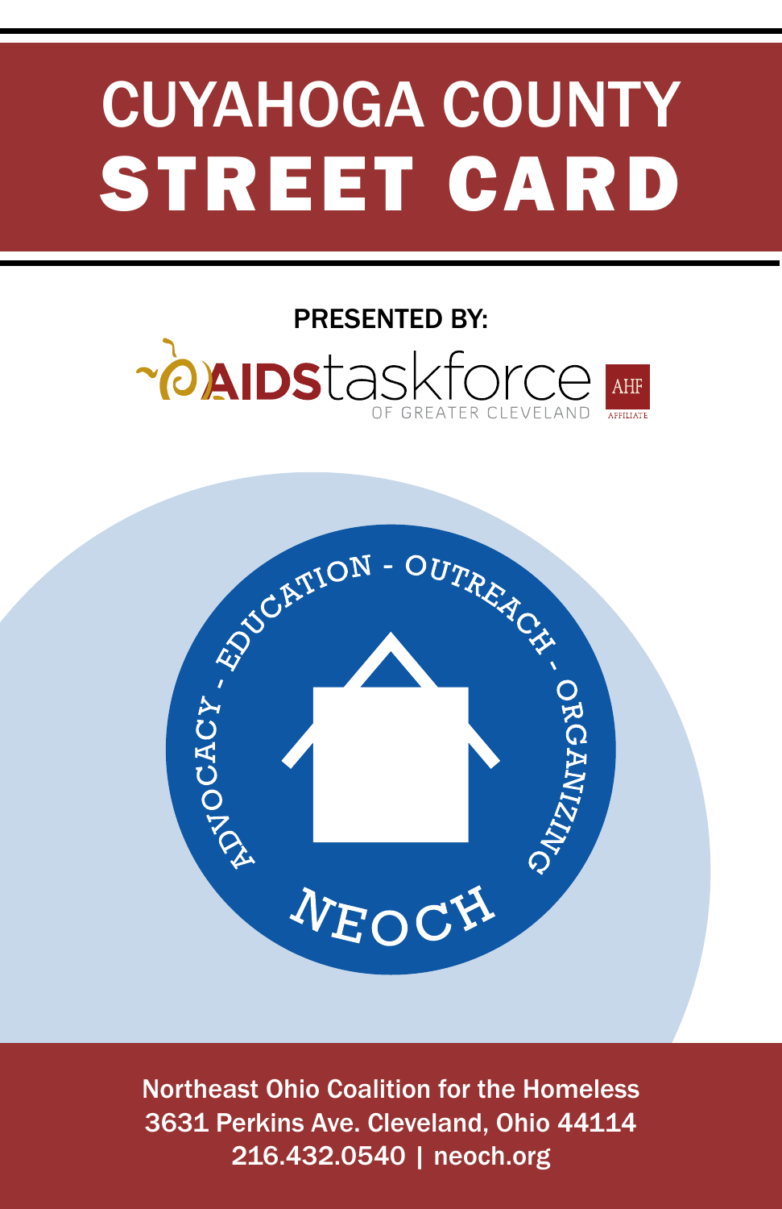# CUYAHOGA COUNTY STREET CARD

PRESENTED BY:

AIDS taskforce OF GREATER CLEVELAND

AHF AFFILIATE

ADVOCACY - EDUCATION - OUTREACH - ORGANIZING

NEOCH

Northeast Ohio Coalition for the Homeless
3631 Perkins Ave. Cleveland, Ohio 44114
216.432.0540 | neoch.org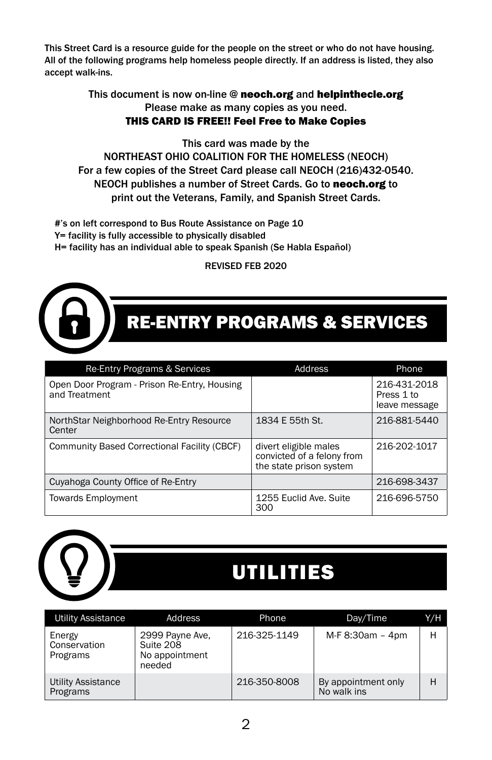This Street Card is a resource guide for the people on the street or who do not have housing. All of the following programs help homeless people directly. If an address is listed, they also accept walk-ins.

This document is now on-line @ **neoch.org** and **helpinthecle.org**
Please make as many copies as you need.
**THIS CARD IS FREE!! Feel Free to Make Copies**

This card was made by the
NORTHEAST OHIO COALITION FOR THE HOMELESS (NEOCH)
For a few copies of the Street Card please call NEOCH (216)432-0540.
NEOCH publishes a number of Street Cards. Go to **neoch.org** to print out the Veterans, Family, and Spanish Street Cards.

#'s on left correspond to Bus Route Assistance on Page 10
Y= facility is fully accessible to physically disabled
H= facility has an individual able to speak Spanish (Se Habla Español)

REVISED FEB 2020

# RE-ENTRY PROGRAMS & SERVICES

| Re-Entry Programs & Services | Address | Phone |
|---|---|---|
| Open Door Program - Prison Re-Entry, Housing and Treatment | | 216-431-2018 Press 1 to leave message |
| NorthStar Neighborhood Re-Entry Resource Center | 1834 E 55th St. | 216-881-5440 |
| Community Based Correctional Facility (CBCF) | divert eligible males convicted of a felony from the state prison system | 216-202-1017 |
| Cuyahoga County Office of Re-Entry | | 216-698-3437 |
| Towards Employment | 1255 Euclid Ave. Suite 300 | 216-696-5750 |

# UTILITIES

| Utility Assistance | Address | Phone | Day/Time | Y/H |
|---|---|---|---|---|
| Energy Conservation Programs | 2999 Payne Ave, Suite 208 No appointment needed | 216-325-1149 | M-F 8:30am – 4pm | H |
| Utility Assistance Programs | | 216-350-8008 | By appointment only No walk ins | H |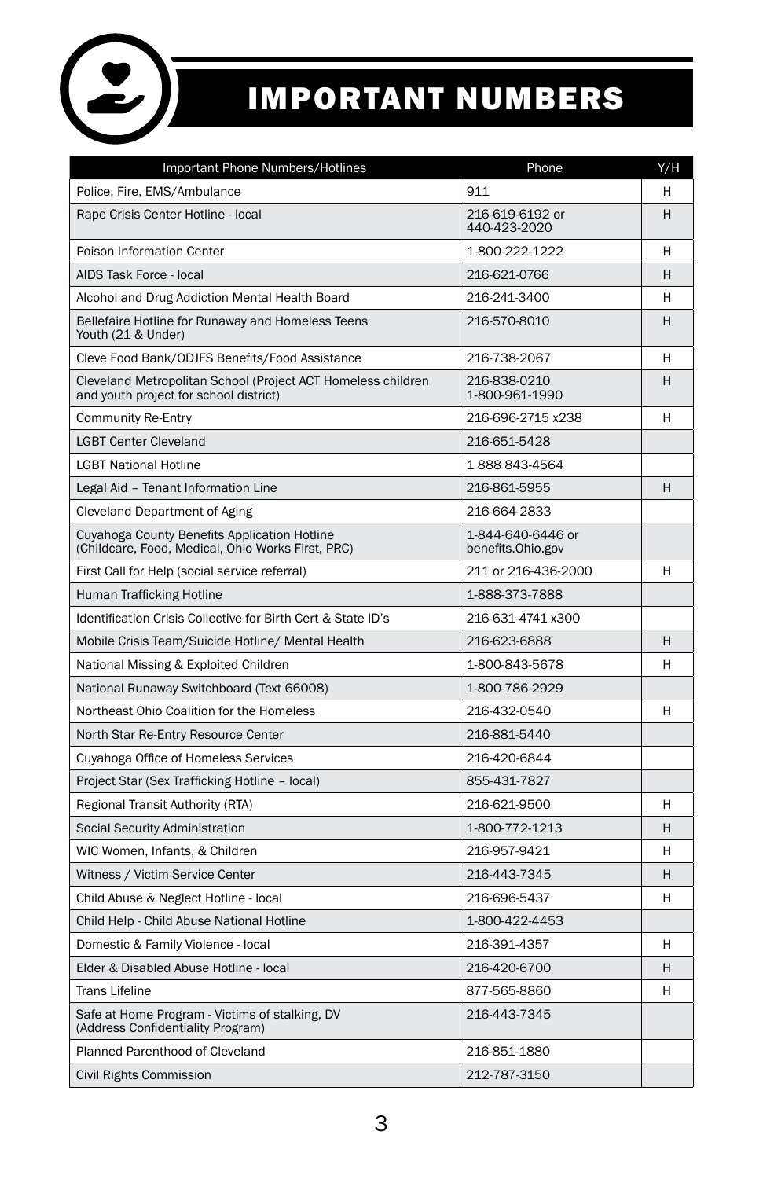# IMPORTANT NUMBERS

| Important Phone Numbers/Hotlines | Phone | Y/H |
|---|---|---|
| Police, Fire, EMS/Ambulance | 911 | H |
| Rape Crisis Center Hotline - local | 216-619-6192 or 440-423-2020 | H |
| Poison Information Center | 1-800-222-1222 | H |
| AIDS Task Force - local | 216-621-0766 | H |
| Alcohol and Drug Addiction Mental Health Board | 216-241-3400 | H |
| Bellefaire Hotline for Runaway and Homeless Teens Youth (21 & Under) | 216-570-8010 | H |
| Cleve Food Bank/ODJFS Benefits/Food Assistance | 216-738-2067 | H |
| Cleveland Metropolitan School (Project ACT Homeless children and youth project for school district) | 216-838-0210 1-800-961-1990 | H |
| Community Re-Entry | 216-696-2715 x238 | H |
| LGBT Center Cleveland | 216-651-5428 | |
| LGBT National Hotline | 1 888 843-4564 | |
| Legal Aid – Tenant Information Line | 216-861-5955 | H |
| Cleveland Department of Aging | 216-664-2833 | |
| Cuyahoga County Benefits Application Hotline (Childcare, Food, Medical, Ohio Works First, PRC) | 1-844-640-6446 or benefits.Ohio.gov | |
| First Call for Help (social service referral) | 211 or 216-436-2000 | H |
| Human Trafficking Hotline | 1-888-373-7888 | |
| Identification Crisis Collective for Birth Cert & State ID's | 216-631-4741 x300 | |
| Mobile Crisis Team/Suicide Hotline/ Mental Health | 216-623-6888 | H |
| National Missing & Exploited Children | 1-800-843-5678 | H |
| National Runaway Switchboard (Text 66008) | 1-800-786-2929 | |
| Northeast Ohio Coalition for the Homeless | 216-432-0540 | H |
| North Star Re-Entry Resource Center | 216-881-5440 | |
| Cuyahoga Office of Homeless Services | 216-420-6844 | |
| Project Star (Sex Trafficking Hotline – local) | 855-431-7827 | |
| Regional Transit Authority (RTA) | 216-621-9500 | H |
| Social Security Administration | 1-800-772-1213 | H |
| WIC Women, Infants, & Children | 216-957-9421 | H |
| Witness / Victim Service Center | 216-443-7345 | H |
| Child Abuse & Neglect Hotline - local | 216-696-5437 | H |
| Child Help - Child Abuse National Hotline | 1-800-422-4453 | |
| Domestic & Family Violence - local | 216-391-4357 | H |
| Elder & Disabled Abuse Hotline - local | 216-420-6700 | H |
| Trans Lifeline | 877-565-8860 | H |
| Safe at Home Program - Victims of stalking, DV (Address Confidentiality Program) | 216-443-7345 | |
| Planned Parenthood of Cleveland | 216-851-1880 | |
| Civil Rights Commission | 212-787-3150 | |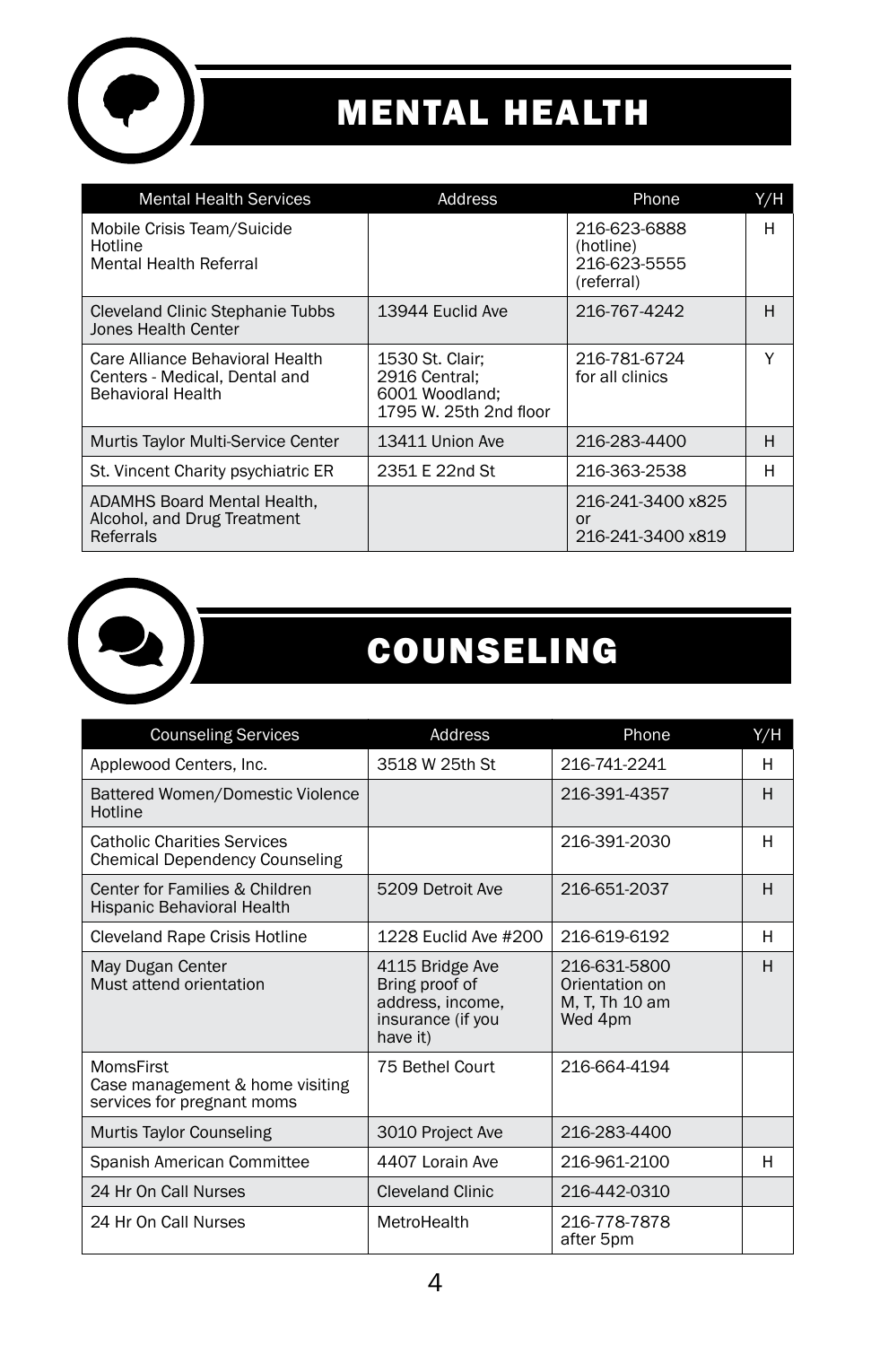# MENTAL HEALTH

| Mental Health Services | Address | Phone | Y/H |
|---|---|---|---|
| Mobile Crisis Team/Suicide Hotline<br>Mental Health Referral | | 216-623-6888 (hotline)<br>216-623-5555 (referral) | H |
| Cleveland Clinic Stephanie Tubbs Jones Health Center | 13944 Euclid Ave | 216-767-4242 | H |
| Care Alliance Behavioral Health Centers - Medical, Dental and Behavioral Health | 1530 St. Clair;<br>2916 Central;<br>6001 Woodland;<br>1795 W. 25th 2nd floor | 216-781-6724 for all clinics | Y |
| Murtis Taylor Multi-Service Center | 13411 Union Ave | 216-283-4400 | H |
| St. Vincent Charity psychiatric ER | 2351 E 22nd St | 216-363-2538 | H |
| ADAMHS Board Mental Health, Alcohol, and Drug Treatment Referrals | | 216-241-3400 x825 or 216-241-3400 x819 | |

# COUNSELING

| Counseling Services | Address | Phone | Y/H |
|---|---|---|---|
| Applewood Centers, Inc. | 3518 W 25th St | 216-741-2241 | H |
| Battered Women/Domestic Violence Hotline | | 216-391-4357 | H |
| Catholic Charities Services Chemical Dependency Counseling | | 216-391-2030 | H |
| Center for Families & Children Hispanic Behavioral Health | 5209 Detroit Ave | 216-651-2037 | H |
| Cleveland Rape Crisis Hotline | 1228 Euclid Ave #200 | 216-619-6192 | H |
| May Dugan Center<br>Must attend orientation | 4115 Bridge Ave<br>Bring proof of address, income, insurance (if you have it) | 216-631-5800<br>Orientation on M, T, Th 10 am Wed 4pm | H |
| MomsFirst<br>Case management & home visiting services for pregnant moms | 75 Bethel Court | 216-664-4194 | |
| Murtis Taylor Counseling | 3010 Project Ave | 216-283-4400 | |
| Spanish American Committee | 4407 Lorain Ave | 216-961-2100 | H |
| 24 Hr On Call Nurses | Cleveland Clinic | 216-442-0310 | |
| 24 Hr On Call Nurses | MetroHealth | 216-778-7878 after 5pm | |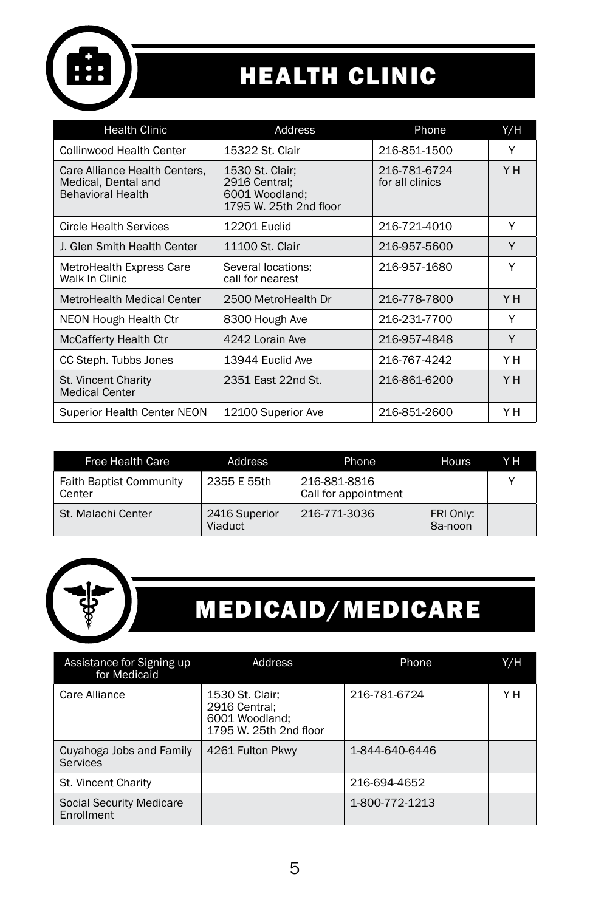# HEALTH CLINIC

| Health Clinic | Address | Phone | Y/H |
|---|---|---|---|
| Collinwood Health Center | 15322 St. Clair | 216-851-1500 | Y |
| Care Alliance Health Centers, Medical, Dental and Behavioral Health | 1530 St. Clair; 2916 Central; 6001 Woodland; 1795 W. 25th 2nd floor | 216-781-6724 for all clinics | Y H |
| Circle Health Services | 12201 Euclid | 216-721-4010 | Y |
| J. Glen Smith Health Center | 11100 St. Clair | 216-957-5600 | Y |
| MetroHealth Express Care Walk In Clinic | Several locations; call for nearest | 216-957-1680 | Y |
| MetroHealth Medical Center | 2500 MetroHealth Dr | 216-778-7800 | Y H |
| NEON Hough Health Ctr | 8300 Hough Ave | 216-231-7700 | Y |
| McCafferty Health Ctr | 4242 Lorain Ave | 216-957-4848 | Y |
| CC Steph. Tubbs Jones | 13944 Euclid Ave | 216-767-4242 | Y H |
| St. Vincent Charity Medical Center | 2351 East 22nd St. | 216-861-6200 | Y H |
| Superior Health Center NEON | 12100 Superior Ave | 216-851-2600 | Y H |

| Free Health Care | Address | Phone | Hours | Y H |
|---|---|---|---|---|
| Faith Baptist Community Center | 2355 E 55th | 216-881-8816 Call for appointment | | Y |
| St. Malachi Center | 2416 Superior Viaduct | 216-771-3036 | FRI Only: 8a-noon | |

# MEDICAID/MEDICARE

| Assistance for Signing up for Medicaid | Address | Phone | Y/H |
|---|---|---|---|
| Care Alliance | 1530 St. Clair; 2916 Central; 6001 Woodland; 1795 W. 25th 2nd floor | 216-781-6724 | Y H |
| Cuyahoga Jobs and Family Services | 4261 Fulton Pkwy | 1-844-640-6446 | |
| St. Vincent Charity | | 216-694-4652 | |
| Social Security Medicare Enrollment | | 1-800-772-1213 | |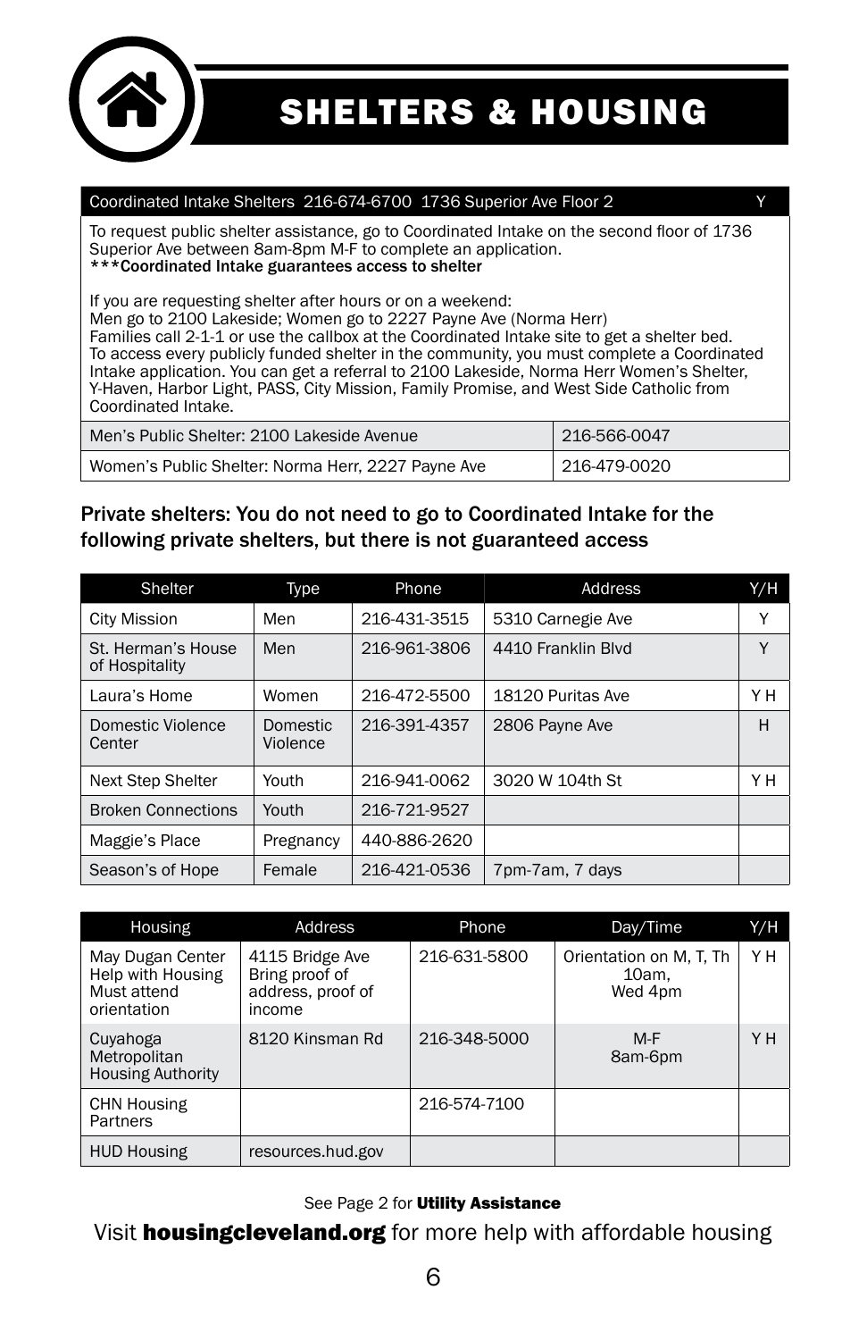# SHELTERS & HOUSING

| Coordinated Intake Shelters 216-674-6700 1736 Superior Ave Floor 2 | Y |
|---|---|

To request public shelter assistance, go to Coordinated Intake on the second floor of 1736 Superior Ave between 8am-8pm M-F to complete an application.
**\*\*\*Coordinated Intake guarantees access to shelter**

If you are requesting shelter after hours or on a weekend:
Men go to 2100 Lakeside; Women go to 2227 Payne Ave (Norma Herr)
Families call 2-1-1 or use the callbox at the Coordinated Intake site to get a shelter bed.
To access every publicly funded shelter in the community, you must complete a Coordinated Intake application. You can get a referral to 2100 Lakeside, Norma Herr Women's Shelter, Y-Haven, Harbor Light, PASS, City Mission, Family Promise, and West Side Catholic from Coordinated Intake.

| Shelter | Phone |
|---|---|
| Men's Public Shelter: 2100 Lakeside Avenue | 216-566-0047 |
| Women's Public Shelter: Norma Herr, 2227 Payne Ave | 216-479-0020 |

Private shelters: You do not need to go to Coordinated Intake for the following private shelters, but there is not guaranteed access

| Shelter | Type | Phone | Address | Y/H |
|---|---|---|---|---|
| City Mission | Men | 216-431-3515 | 5310 Carnegie Ave | Y |
| St. Herman's House of Hospitality | Men | 216-961-3806 | 4410 Franklin Blvd | Y |
| Laura's Home | Women | 216-472-5500 | 18120 Puritas Ave | Y H |
| Domestic Violence Center | Domestic Violence | 216-391-4357 | 2806 Payne Ave | H |
| Next Step Shelter | Youth | 216-941-0062 | 3020 W 104th St | Y H |
| Broken Connections | Youth | 216-721-9527 | | |
| Maggie's Place | Pregnancy | 440-886-2620 | | |
| Season's of Hope | Female | 216-421-0536 | 7pm-7am, 7 days | |

| Housing | Address | Phone | Day/Time | Y/H |
|---|---|---|---|---|
| May Dugan Center Help with Housing Must attend orientation | 4115 Bridge Ave Bring proof of address, proof of income | 216-631-5800 | Orientation on M, T, Th 10am, Wed 4pm | Y H |
| Cuyahoga Metropolitan Housing Authority | 8120 Kinsman Rd | 216-348-5000 | M-F 8am-6pm | Y H |
| CHN Housing Partners | | 216-574-7100 | | |
| HUD Housing | resources.hud.gov | | | |

See Page 2 for **Utility Assistance**

Visit **housingcleveland.org** for more help with affordable housing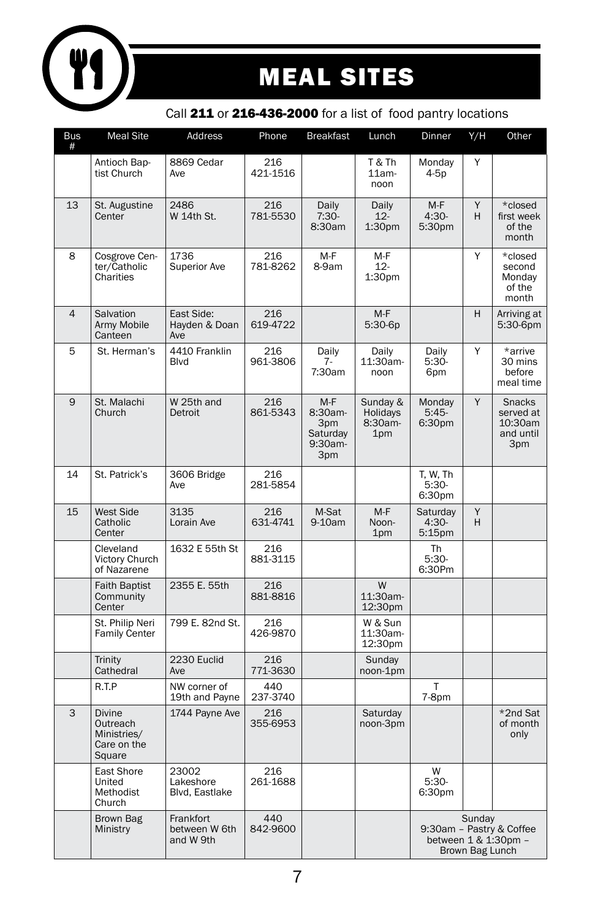# MEAL SITES

Call **211** or **216-436-2000** for a list of food pantry locations

| Bus # | Meal Site | Address | Phone | Breakfast | Lunch | Dinner | Y/H | Other |
|---|---|---|---|---|---|---|---|---|
| | Antioch Baptist Church | 8869 Cedar Ave | 216 421-1516 | | T & Th 11am-noon | Monday 4-5p | Y | |
| 13 | St. Augustine Center | 2486 W 14th St. | 216 781-5530 | Daily 7:30-8:30am | Daily 12-1:30pm | M-F 4:30-5:30pm | Y H | *closed first week of the month |
| 8 | Cosgrove Center/Catholic Charities | 1736 Superior Ave | 216 781-8262 | M-F 8-9am | M-F 12-1:30pm | | Y | *closed second Monday of the month |
| 4 | Salvation Army Mobile Canteen | East Side: Hayden & Doan Ave | 216 619-4722 | | M-F 5:30-6p | | H | Arriving at 5:30-6pm |
| 5 | St. Herman's | 4410 Franklin Blvd | 216 961-3806 | Daily 7-7:30am | Daily 11:30am-noon | Daily 5:30-6pm | Y | *arrive 30 mins before meal time |
| 9 | St. Malachi Church | W 25th and Detroit | 216 861-5343 | M-F 8:30am-3pm Saturday 9:30am-3pm | Sunday & Holidays 8:30am-1pm | Monday 5:45-6:30pm | Y | Snacks served at 10:30am and until 3pm |
| 14 | St. Patrick's | 3606 Bridge Ave | 216 281-5854 | | | T, W, Th 5:30-6:30pm | | |
| 15 | West Side Catholic Center | 3135 Lorain Ave | 216 631-4741 | M-Sat 9-10am | M-F Noon-1pm | Saturday 4:30-5:15pm | Y H | |
| | Cleveland Victory Church of Nazarene | 1632 E 55th St | 216 881-3115 | | | Th 5:30-6:30Pm | | |
| | Faith Baptist Community Center | 2355 E. 55th | 216 881-8816 | | W 11:30am-12:30pm | | | |
| | St. Philip Neri Family Center | 799 E. 82nd St. | 216 426-9870 | | W & Sun 11:30am-12:30pm | | | |
| | Trinity Cathedral | 2230 Euclid Ave | 216 771-3630 | | Sunday noon-1pm | | | |
| | R.T.P | NW corner of 19th and Payne | 440 237-3740 | | | T 7-8pm | | |
| 3 | Divine Outreach Ministries/ Care on the Square | 1744 Payne Ave | 216 355-6953 | | Saturday noon-3pm | | | *2nd Sat of month only |
| | East Shore United Methodist Church | 23002 Lakeshore Blvd, Eastlake | 216 261-1688 | | | W 5:30-6:30pm | | |
| | Brown Bag Ministry | Frankfort between W 6th and W 9th | 440 842-9600 | | | Sunday 9:30am – Pastry & Coffee between 1 & 1:30pm – Brown Bag Lunch | | |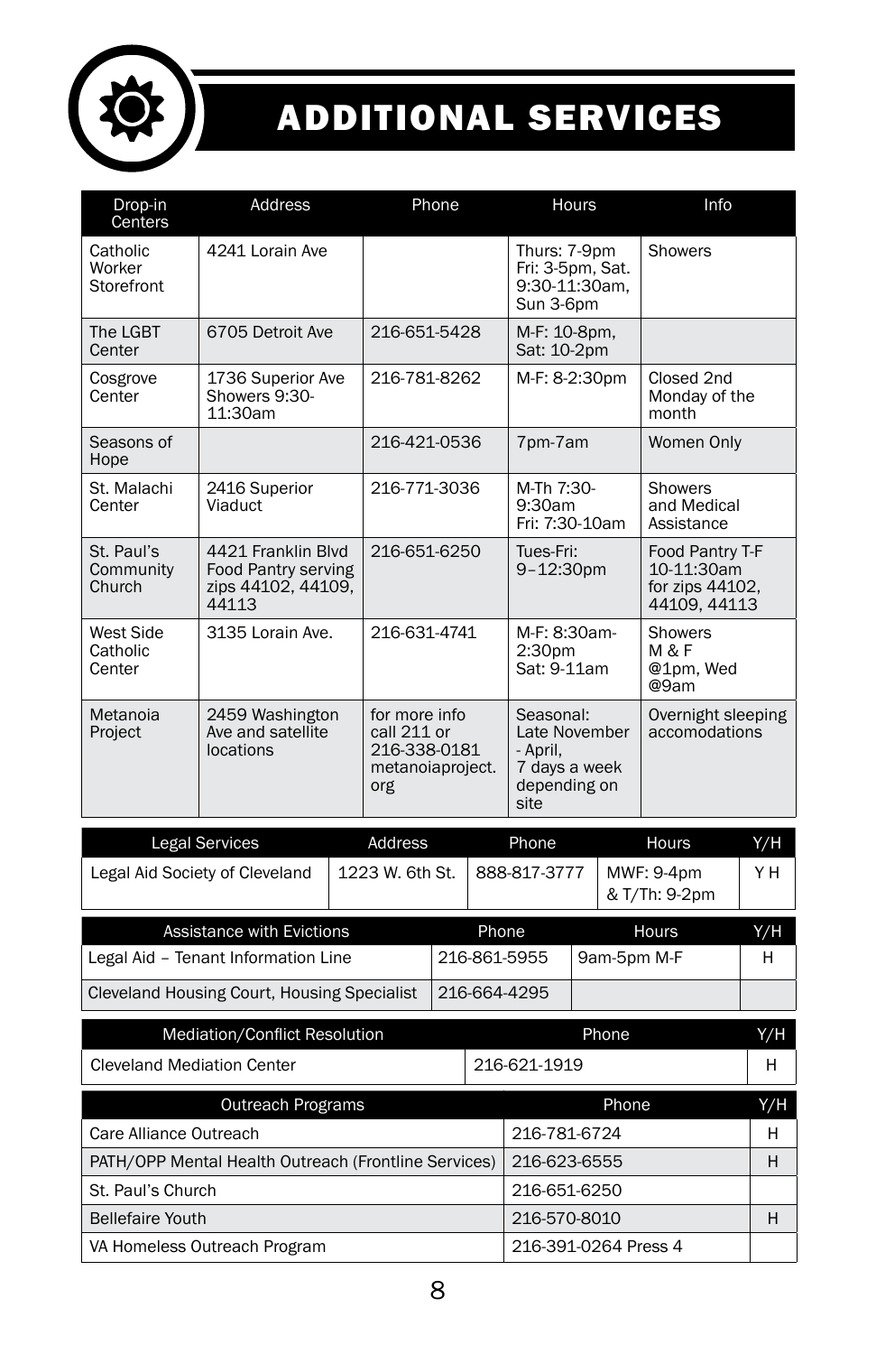# ADDITIONAL SERVICES

| Drop-in Centers | Address | Phone | Hours | Info |
|---|---|---|---|---|
| Catholic Worker Storefront | 4241 Lorain Ave | | Thurs: 7-9pm Fri: 3-5pm, Sat. 9:30-11:30am, Sun 3-6pm | Showers |
| The LGBT Center | 6705 Detroit Ave | 216-651-5428 | M-F: 10-8pm, Sat: 10-2pm | |
| Cosgrove Center | 1736 Superior Ave Showers 9:30-11:30am | 216-781-8262 | M-F: 8-2:30pm | Closed 2nd Monday of the month |
| Seasons of Hope | | 216-421-0536 | 7pm-7am | Women Only |
| St. Malachi Center | 2416 Superior Viaduct | 216-771-3036 | M-Th 7:30-9:30am Fri: 7:30-10am | Showers and Medical Assistance |
| St. Paul's Community Church | 4421 Franklin Blvd Food Pantry serving zips 44102, 44109, 44113 | 216-651-6250 | Tues-Fri: 9–12:30pm | Food Pantry T-F 10-11:30am for zips 44102, 44109, 44113 |
| West Side Catholic Center | 3135 Lorain Ave. | 216-631-4741 | M-F: 8:30am-2:30pm Sat: 9-11am | Showers M & F @1pm, Wed @9am |
| Metanoia Project | 2459 Washington Ave and satellite locations | for more info call 211 or 216-338-0181 metanoiaproject.org | Seasonal: Late November - April, 7 days a week depending on site | Overnight sleeping accomodations |

| Legal Services | Address | Phone | Hours | Y/H |
|---|---|---|---|---|
| Legal Aid Society of Cleveland | 1223 W. 6th St. | 888-817-3777 | MWF: 9-4pm & T/Th: 9-2pm | Y H |

| Assistance with Evictions | Phone | Hours | Y/H |
|---|---|---|---|
| Legal Aid – Tenant Information Line | 216-861-5955 | 9am-5pm M-F | H |
| Cleveland Housing Court, Housing Specialist | 216-664-4295 | | |

| Mediation/Conflict Resolution | Phone | Y/H |
|---|---|---|
| Cleveland Mediation Center | 216-621-1919 | H |

| Outreach Programs | Phone | Y/H |
|---|---|---|
| Care Alliance Outreach | 216-781-6724 | H |
| PATH/OPP Mental Health Outreach (Frontline Services) | 216-623-6555 | H |
| St. Paul's Church | 216-651-6250 | |
| Bellefaire Youth | 216-570-8010 | H |
| VA Homeless Outreach Program | 216-391-0264 Press 4 | |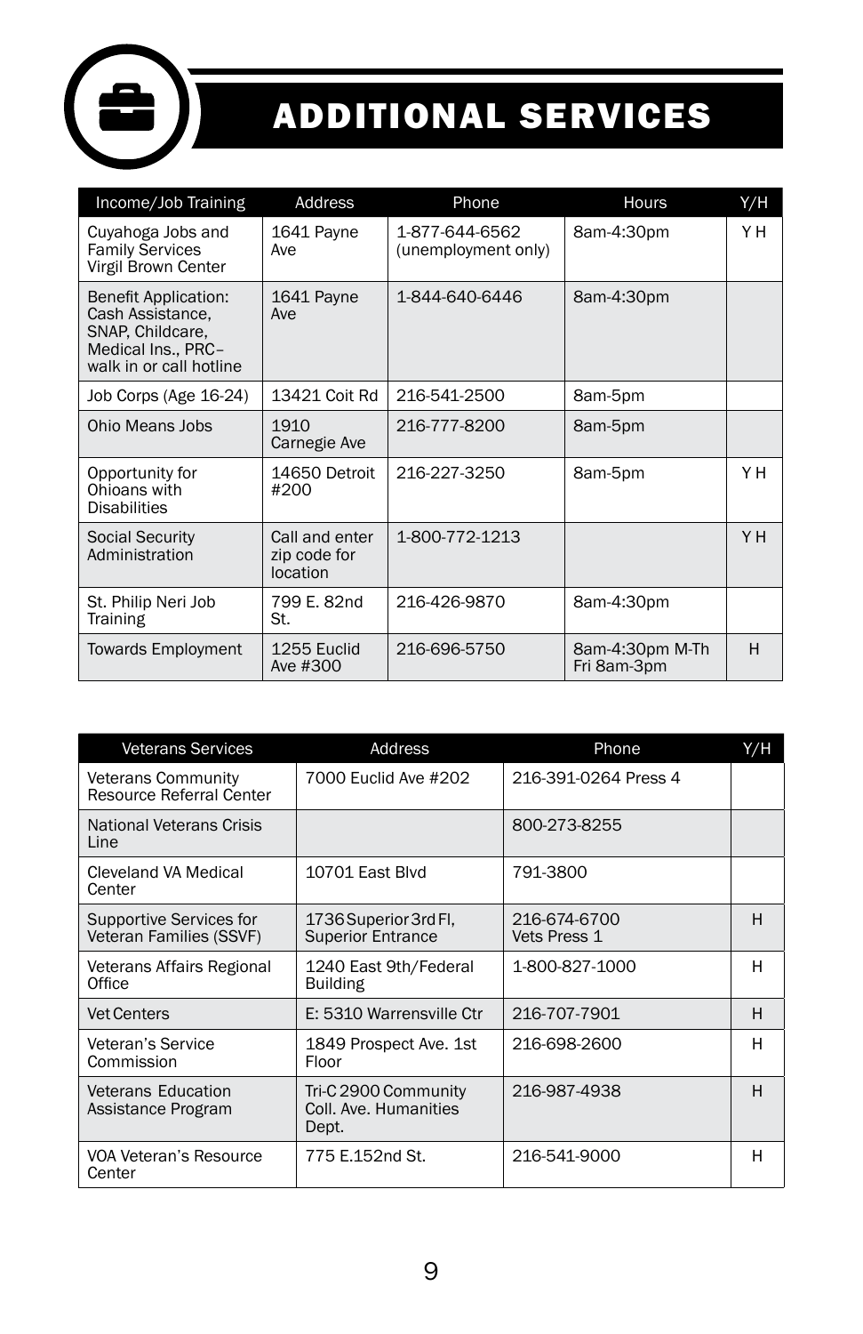# ADDITIONAL SERVICES

| Income/Job Training | Address | Phone | Hours | Y/H |
|---|---|---|---|---|
| Cuyahoga Jobs and Family Services Virgil Brown Center | 1641 Payne Ave | 1-877-644-6562 (unemployment only) | 8am-4:30pm | Y H |
| Benefit Application: Cash Assistance, SNAP, Childcare, Medical Ins., PRC– walk in or call hotline | 1641 Payne Ave | 1-844-640-6446 | 8am-4:30pm | |
| Job Corps (Age 16-24) | 13421 Coit Rd | 216-541-2500 | 8am-5pm | |
| Ohio Means Jobs | 1910 Carnegie Ave | 216-777-8200 | 8am-5pm | |
| Opportunity for Ohioans with Disabilities | 14650 Detroit #200 | 216-227-3250 | 8am-5pm | Y H |
| Social Security Administration | Call and enter zip code for location | 1-800-772-1213 | | Y H |
| St. Philip Neri Job Training | 799 E. 82nd St. | 216-426-9870 | 8am-4:30pm | |
| Towards Employment | 1255 Euclid Ave #300 | 216-696-5750 | 8am-4:30pm M-Th Fri 8am-3pm | H |

| Veterans Services | Address | Phone | Y/H |
|---|---|---|---|
| Veterans Community Resource Referral Center | 7000 Euclid Ave #202 | 216-391-0264 Press 4 | |
| National Veterans Crisis Line | | 800-273-8255 | |
| Cleveland VA Medical Center | 10701 East Blvd | 791-3800 | |
| Supportive Services for Veteran Families (SSVF) | 1736 Superior 3rd Fl, Superior Entrance | 216-674-6700 Vets Press 1 | H |
| Veterans Affairs Regional Office | 1240 East 9th/Federal Building | 1-800-827-1000 | H |
| Vet Centers | E: 5310 Warrensville Ctr | 216-707-7901 | H |
| Veteran's Service Commission | 1849 Prospect Ave. 1st Floor | 216-698-2600 | H |
| Veterans Education Assistance Program | Tri-C 2900 Community Coll. Ave. Humanities Dept. | 216-987-4938 | H |
| VOA Veteran's Resource Center | 775 E.152nd St. | 216-541-9000 | H |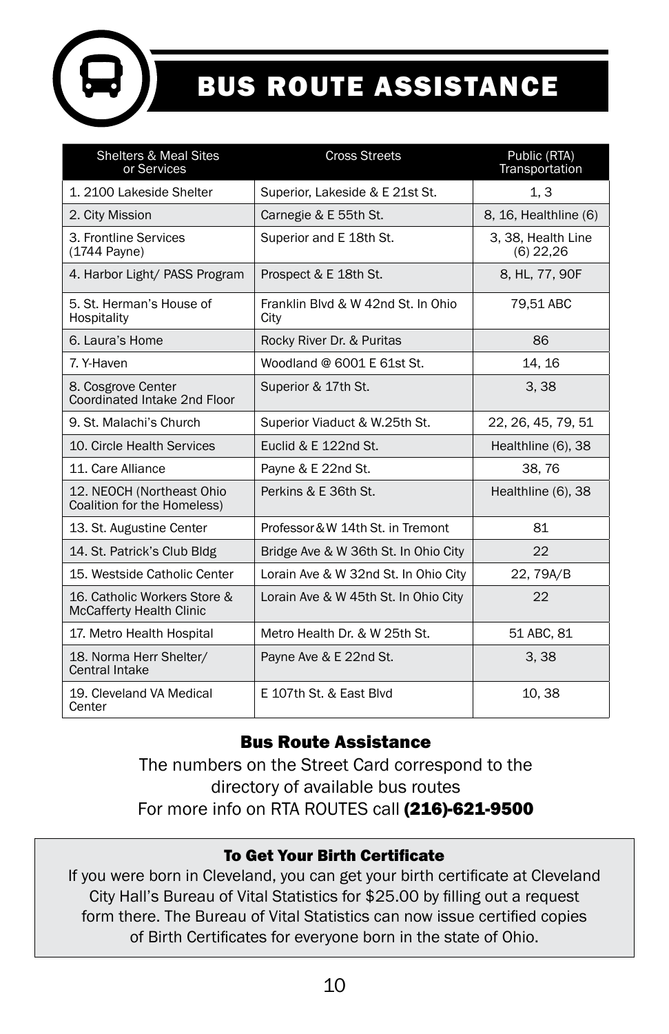# BUS ROUTE ASSISTANCE

| Shelters & Meal Sites or Services | Cross Streets | Public (RTA) Transportation |
|---|---|---|
| 1. 2100 Lakeside Shelter | Superior, Lakeside & E 21st St. | 1, 3 |
| 2. City Mission | Carnegie & E 55th St. | 8, 16, Healthline (6) |
| 3. Frontline Services (1744 Payne) | Superior and E 18th St. | 3, 38, Health Line (6) 22,26 |
| 4. Harbor Light/ PASS Program | Prospect & E 18th St. | 8, HL, 77, 90F |
| 5. St. Herman's House of Hospitality | Franklin Blvd & W 42nd St. In Ohio City | 79,51 ABC |
| 6. Laura's Home | Rocky River Dr. & Puritas | 86 |
| 7. Y-Haven | Woodland @ 6001 E 61st St. | 14, 16 |
| 8. Cosgrove Center Coordinated Intake 2nd Floor | Superior & 17th St. | 3, 38 |
| 9. St. Malachi's Church | Superior Viaduct & W.25th St. | 22, 26, 45, 79, 51 |
| 10. Circle Health Services | Euclid & E 122nd St. | Healthline (6), 38 |
| 11. Care Alliance | Payne & E 22nd St. | 38, 76 |
| 12. NEOCH (Northeast Ohio Coalition for the Homeless) | Perkins & E 36th St. | Healthline (6), 38 |
| 13. St. Augustine Center | Professor & W 14th St. in Tremont | 81 |
| 14. St. Patrick's Club Bldg | Bridge Ave & W 36th St. In Ohio City | 22 |
| 15. Westside Catholic Center | Lorain Ave & W 32nd St. In Ohio City | 22, 79A/B |
| 16. Catholic Workers Store & McCafferty Health Clinic | Lorain Ave & W 45th St. In Ohio City | 22 |
| 17. Metro Health Hospital | Metro Health Dr. & W 25th St. | 51 ABC, 81 |
| 18. Norma Herr Shelter/ Central Intake | Payne Ave & E 22nd St. | 3, 38 |
| 19. Cleveland VA Medical Center | E 107th St. & East Blvd | 10, 38 |

## Bus Route Assistance

The numbers on the Street Card correspond to the directory of available bus routes

For more info on RTA ROUTES call **(216)-621-9500**

### To Get Your Birth Certificate

If you were born in Cleveland, you can get your birth certificate at Cleveland City Hall's Bureau of Vital Statistics for $25.00 by filling out a request form there. The Bureau of Vital Statistics can now issue certified copies of Birth Certificates for everyone born in the state of Ohio.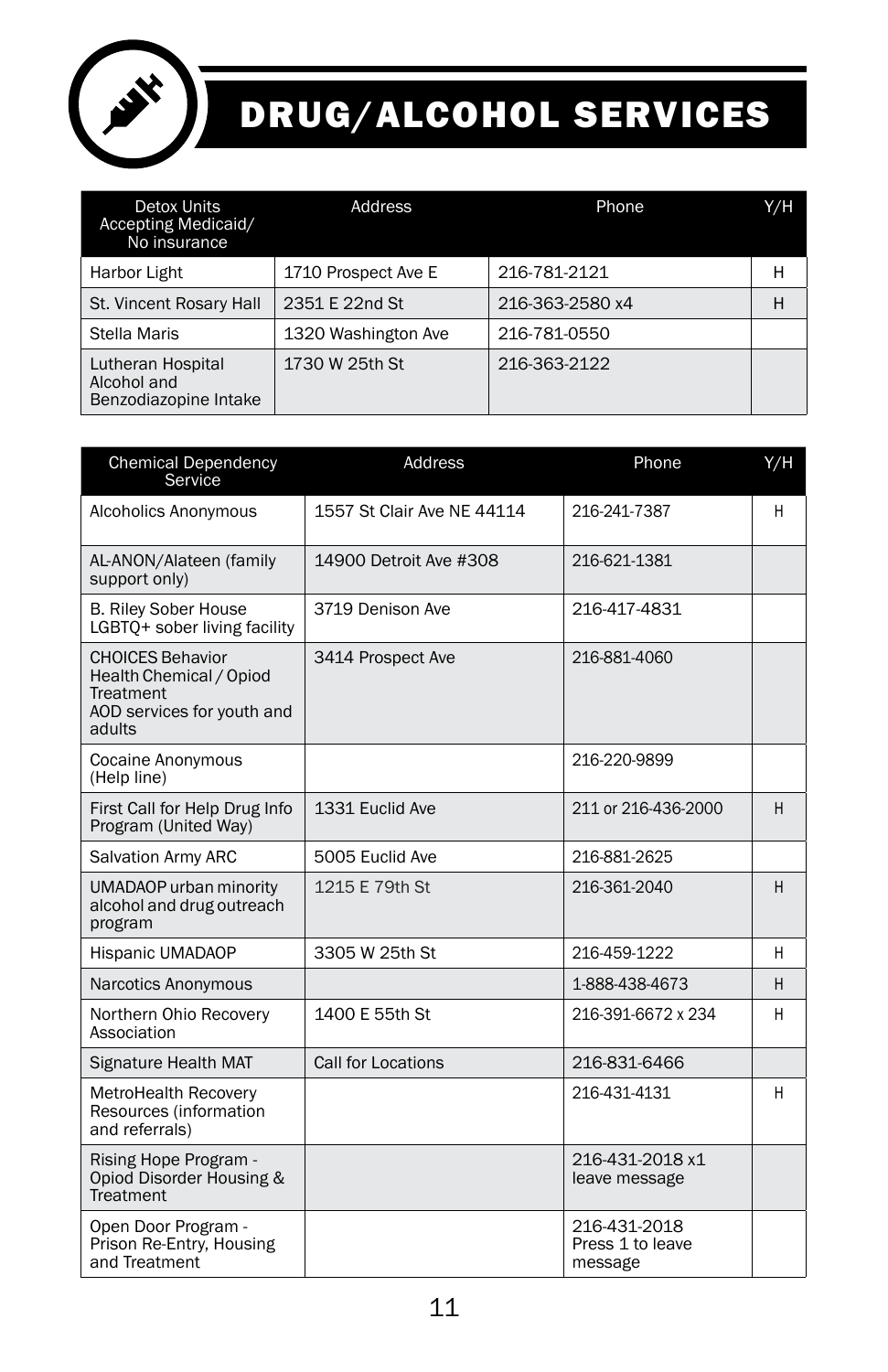# DRUG/ALCOHOL SERVICES

| Detox Units Accepting Medicaid/ No insurance | Address | Phone | Y/H |
|---|---|---|---|
| Harbor Light | 1710 Prospect Ave E | 216-781-2121 | H |
| St. Vincent Rosary Hall | 2351 E 22nd St | 216-363-2580 x4 | H |
| Stella Maris | 1320 Washington Ave | 216-781-0550 | |
| Lutheran Hospital Alcohol and Benzodiazopine Intake | 1730 W 25th St | 216-363-2122 | |

| Chemical Dependency Service | Address | Phone | Y/H |
|---|---|---|---|
| Alcoholics Anonymous | 1557 St Clair Ave NE 44114 | 216-241-7387 | H |
| AL-ANON/Alateen (family support only) | 14900 Detroit Ave #308 | 216-621-1381 | |
| B. Riley Sober House LGBTQ+ sober living facility | 3719 Denison Ave | 216-417-4831 | |
| CHOICES Behavior Health Chemical / Opiod Treatment AOD services for youth and adults | 3414 Prospect Ave | 216-881-4060 | |
| Cocaine Anonymous (Help line) | | 216-220-9899 | |
| First Call for Help Drug Info Program (United Way) | 1331 Euclid Ave | 211 or 216-436-2000 | H |
| Salvation Army ARC | 5005 Euclid Ave | 216-881-2625 | |
| UMADAOP urban minority alcohol and drug outreach program | 1215 E 79th St | 216-361-2040 | H |
| Hispanic UMADAOP | 3305 W 25th St | 216-459-1222 | H |
| Narcotics Anonymous | | 1-888-438-4673 | H |
| Northern Ohio Recovery Association | 1400 E 55th St | 216-391-6672 x 234 | H |
| Signature Health MAT | Call for Locations | 216-831-6466 | |
| MetroHealth Recovery Resources (information and referrals) | | 216-431-4131 | H |
| Rising Hope Program - Opiod Disorder Housing & Treatment | | 216-431-2018 x1 leave message | |
| Open Door Program - Prison Re-Entry, Housing and Treatment | | 216-431-2018 Press 1 to leave message | |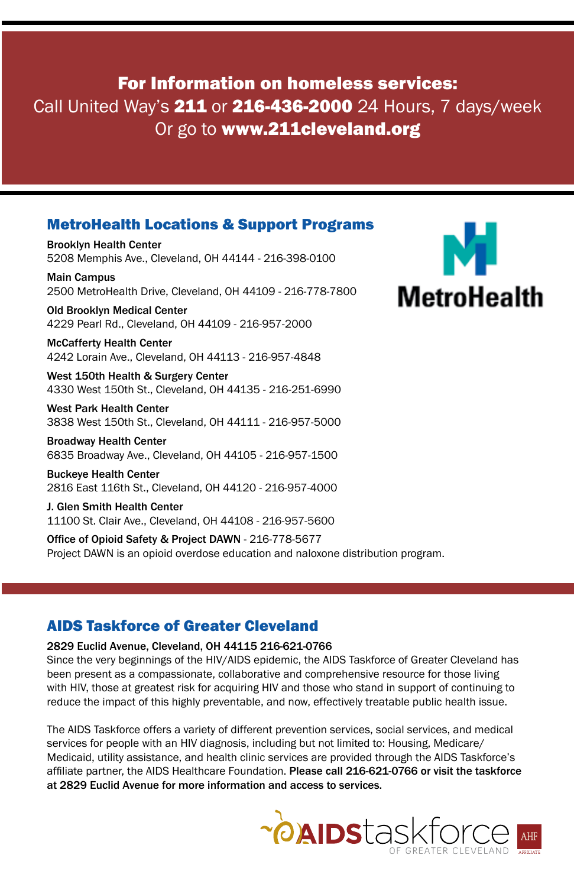**For Information on homeless services:**
Call United Way's **211** or **216-436-2000** 24 Hours, 7 days/week
Or go to **www.211cleveland.org**

## MetroHealth Locations & Support Programs

**Brooklyn Health Center**
5208 Memphis Ave., Cleveland, OH 44144 - 216-398-0100

**Main Campus**
2500 MetroHealth Drive, Cleveland, OH 44109 - 216-778-7800

**Old Brooklyn Medical Center**
4229 Pearl Rd., Cleveland, OH 44109 - 216-957-2000

**McCafferty Health Center**
4242 Lorain Ave., Cleveland, OH 44113 - 216-957-4848

**West 150th Health & Surgery Center**
4330 West 150th St., Cleveland, OH 44135 - 216-251-6990

**West Park Health Center**
3838 West 150th St., Cleveland, OH 44111 - 216-957-5000

**Broadway Health Center**
6835 Broadway Ave., Cleveland, OH 44105 - 216-957-1500

**Buckeye Health Center**
2816 East 116th St., Cleveland, OH 44120 - 216-957-4000

**J. Glen Smith Health Center**
11100 St. Clair Ave., Cleveland, OH 44108 - 216-957-5600

**Office of Opioid Safety & Project DAWN** - 216-778-5677
Project DAWN is an opioid overdose education and naloxone distribution program.

MetroHealth

## AIDS Taskforce of Greater Cleveland

**2829 Euclid Avenue, Cleveland, OH 44115 216-621-0766**
Since the very beginnings of the HIV/AIDS epidemic, the AIDS Taskforce of Greater Cleveland has been present as a compassionate, collaborative and comprehensive resource for those living with HIV, those at greatest risk for acquiring HIV and those who stand in support of continuing to reduce the impact of this highly preventable, and now, effectively treatable public health issue.

The AIDS Taskforce offers a variety of different prevention services, social services, and medical services for people with an HIV diagnosis, including but not limited to: Housing, Medicare/Medicaid, utility assistance, and health clinic services are provided through the AIDS Taskforce's affiliate partner, the AIDS Healthcare Foundation. **Please call 216-621-0766 or visit the taskforce at 2829 Euclid Avenue for more information and access to services.**

AIDStaskforce OF GREATER CLEVELAND AHF AFFILIATE